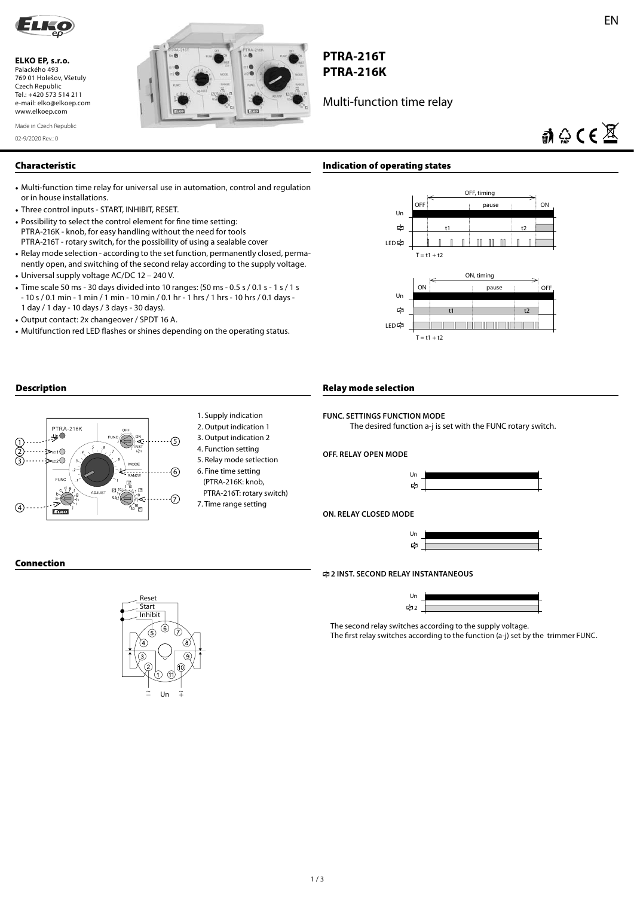EN

**ELKO EP, s.r.o.**
Palackého 493
769 01 Holešov, Všetuly
Czech Republic
Tel.: +420 573 514 211
e-mail: elko@elkoep.com
www.elkoep.com

Made in Czech Republic

02-9/2020 Rev.: 0

# PTRA-216T
# PTRA-216K

Multi-function time relay

## Characteristic

- Multi-function time relay for universal use in automation, control and regulation or in house installations.
- Three control inputs - START, INHIBIT, RESET.
- Possibility to select the control element for fine time setting:
  PTRA-216K - knob, for easy handling without the need for tools
  PTRA-216T - rotary switch, for the possibility of using a sealable cover
- Relay mode selection - according to the set function, permanently closed, permanently open, and switching of the second relay according to the supply voltage.
- Universal supply voltage AC/DC 12 – 240 V.
- Time scale 50 ms - 30 days divided into 10 ranges: (50 ms - 0.5 s / 0.1 s - 1 s / 1 s - 10 s / 0.1 min - 1 min / 1 min - 10 min / 0.1 hr - 1 hrs / 1 hrs - 10 hrs / 0.1 days - 1 day / 1 day - 10 days / 3 days - 30 days).
- Output contact: 2x changeover / SPDT 16 A.
- Multifunction red LED flashes or shines depending on the operating status.

## Indication of operating states

OFF, timing: OFF – pause – ON; Un; t1, t2; LED; T = t1 + t2

ON, timing: ON – pause – OFF; Un; t1, t2; LED; T = t1 + t2

## Description

1. Supply indication
2. Output indication 1
3. Output indication 2
4. Function setting
5. Relay mode setlection
6. Fine time setting (PTRA-216K: knob, PTRA-216T: rotary switch)
7. Time range setting

## Connection

Reset, Start, Inhibit; Un

## Relay mode selection

**FUNC. SETTINGS FUNCTION MODE**

The desired function a-j is set with the FUNC rotary switch.

**OFF. RELAY OPEN MODE**

**ON. RELAY CLOSED MODE**

**2 INST. SECOND RELAY INSTANTANEOUS**

The second relay switches according to the supply voltage.
The first relay switches according to the function (a-j) set by the trimmer FUNC.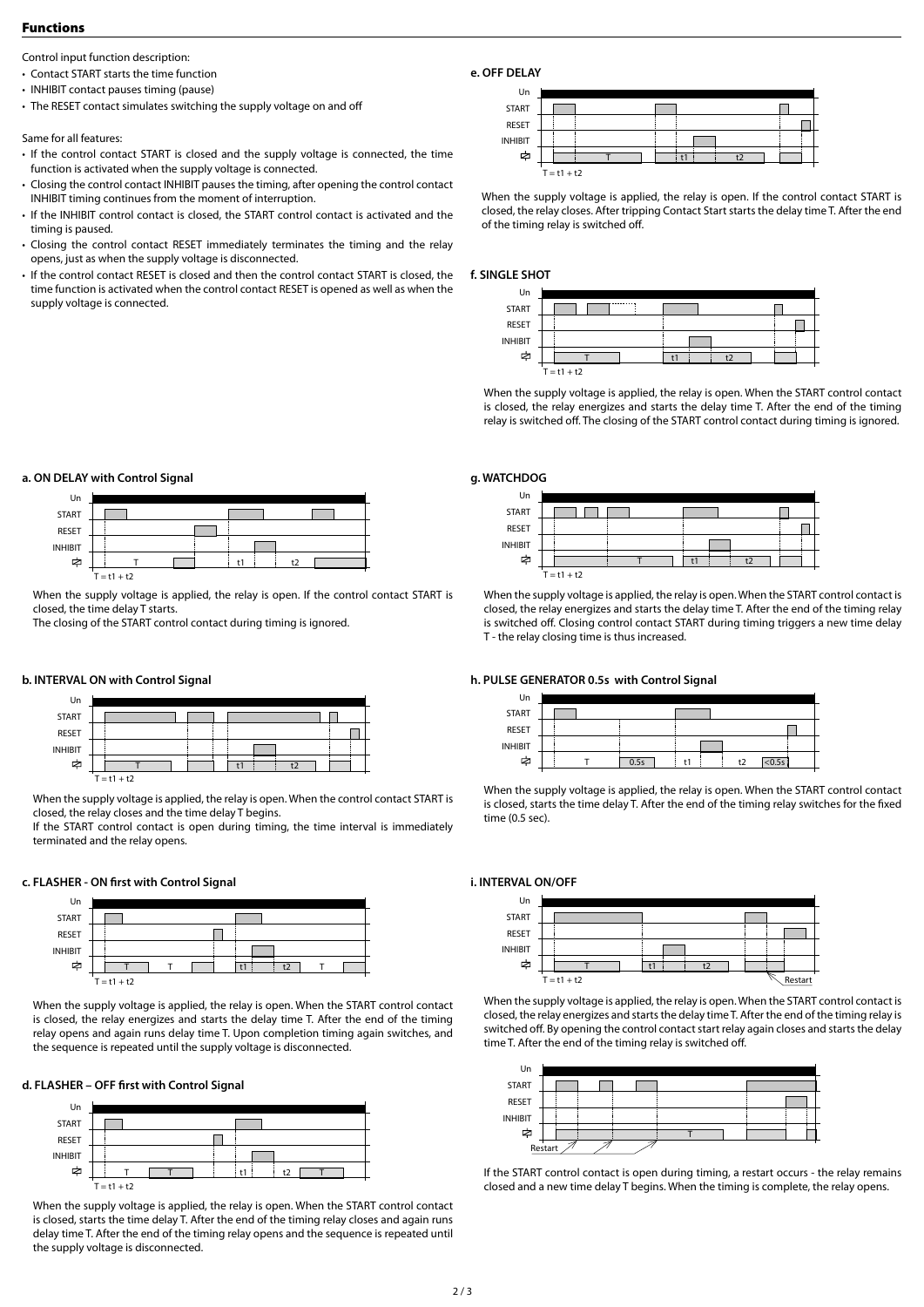## Functions

Control input function description:

- Contact START starts the time function
- INHIBIT contact pauses timing (pause)
- The RESET contact simulates switching the supply voltage on and off

Same for all features:

- If the control contact START is closed and the supply voltage is connected, the time function is activated when the supply voltage is connected.
- Closing the control contact INHIBIT pauses the timing, after opening the control contact INHIBIT timing continues from the moment of interruption.
- If the INHIBIT control contact is closed, the START control contact is activated and the timing is paused.
- Closing the control contact RESET immediately terminates the timing and the relay opens, just as when the supply voltage is disconnected.
- If the control contact RESET is closed and then the control contact START is closed, the time function is activated when the control contact RESET is opened as well as when the supply voltage is connected.

### a. ON DELAY with Control Signal

T = t1 + t2

When the supply voltage is applied, the relay is open. If the control contact START is closed, the time delay T starts.
The closing of the START control contact during timing is ignored.

### b. INTERVAL ON with Control Signal

T = t1 + t2

When the supply voltage is applied, the relay is open. When the control contact START is closed, the relay closes and the time delay T begins.
If the START control contact is open during timing, the time interval is immediately terminated and the relay opens.

### c. FLASHER - ON first with Control Signal

T = t1 + t2

When the supply voltage is applied, the relay is open. When the START control contact is closed, the relay energizes and starts the delay time T. After the end of the timing relay opens and again runs delay time T. Upon completion timing again switches, and the sequence is repeated until the supply voltage is disconnected.

### d. FLASHER – OFF first with Control Signal

T = t1 + t2

When the supply voltage is applied, the relay is open. When the START control contact is closed, starts the time delay T. After the end of the timing relay closes and again runs delay time T. After the end of the timing relay opens and the sequence is repeated until the supply voltage is disconnected.

### e. OFF DELAY

T = t1 + t2

When the supply voltage is applied, the relay is open. If the control contact START is closed, the relay closes. After tripping Contact Start starts the delay time T. After the end of the timing relay is switched off.

### f. SINGLE SHOT

T = t1 + t2

When the supply voltage is applied, the relay is open. When the START control contact is closed, the relay energizes and starts the delay time T. After the end of the timing relay is switched off. The closing of the START control contact during timing is ignored.

### g. WATCHDOG

T = t1 + t2

When the supply voltage is applied, the relay is open. When the START control contact is closed, the relay energizes and starts the delay time T. After the end of the timing relay is switched off. Closing control contact START during timing triggers a new time delay T - the relay closing time is thus increased.

### h. PULSE GENERATOR 0.5s with Control Signal

T = t1 + t2

When the supply voltage is applied, the relay is open. When the START control contact is closed, starts the time delay T. After the end of the timing relay switches for the fixed time (0.5 sec).

### i. INTERVAL ON/OFF

T = t1 + t2

When the supply voltage is applied, the relay is open. When the START control contact is closed, the relay energizes and starts the delay time T. After the end of the timing relay is switched off. By opening the control contact start relay again closes and starts the delay time T. After the end of the timing relay is switched off.

If the START control contact is open during timing, a restart occurs - the relay remains closed and a new time delay T begins. When the timing is complete, the relay opens.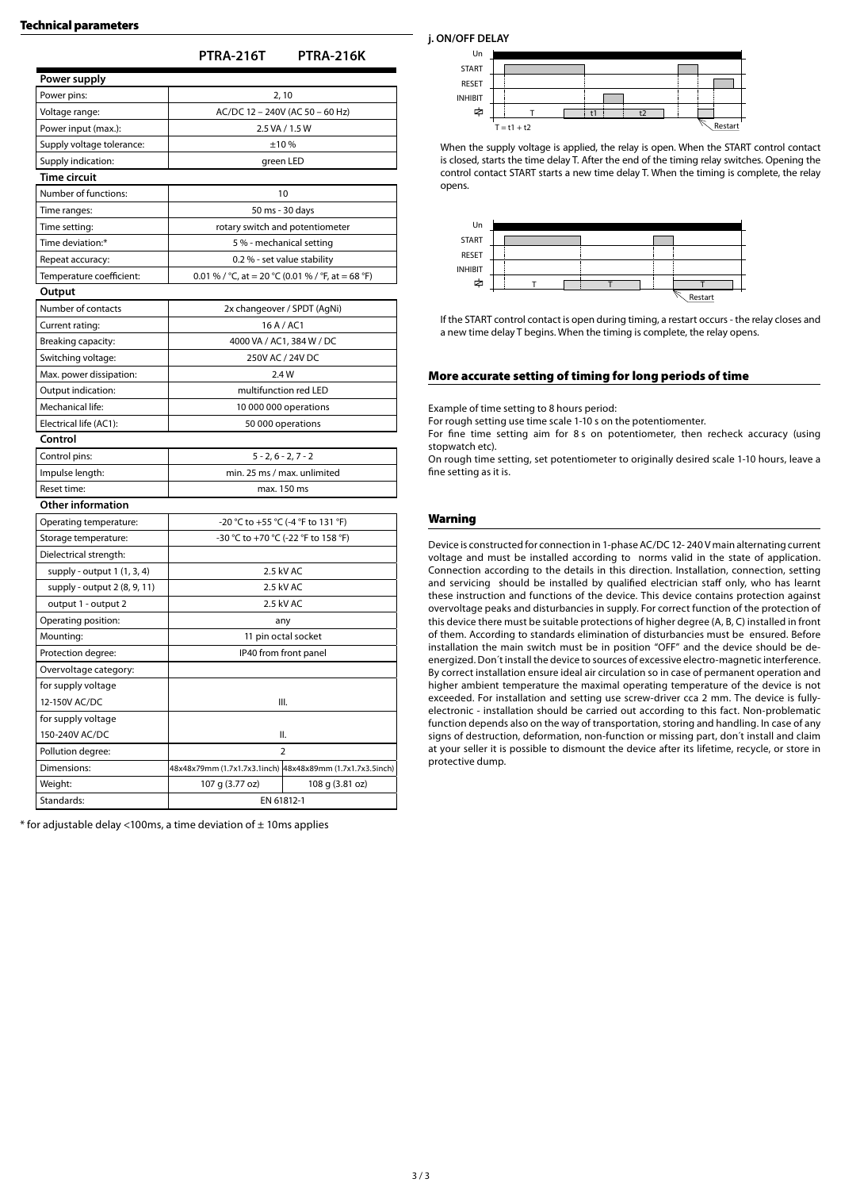## Technical parameters

| | PTRA-216T | PTRA-216K |
|---|---|---|
| **Power supply** | | |
| Power pins: | 2, 10 | |
| Voltage range: | AC/DC 12 – 240V (AC 50 – 60 Hz) | |
| Power input (max.): | 2.5 VA / 1.5 W | |
| Supply voltage tolerance: | ±10 % | |
| Supply indication: | green LED | |
| **Time circuit** | | |
| Number of functions: | 10 | |
| Time ranges: | 50 ms - 30 days | |
| Time setting: | rotary switch and potentiometer | |
| Time deviation:* | 5 % - mechanical setting | |
| Repeat accuracy: | 0.2 % - set value stability | |
| Temperature coefficient: | 0.01 % / °C, at = 20 °C (0.01 % / °F, at = 68 °F) | |
| **Output** | | |
| Number of contacts | 2x changeover / SPDT (AgNi) | |
| Current rating: | 16 A / AC1 | |
| Breaking capacity: | 4000 VA / AC1, 384 W / DC | |
| Switching voltage: | 250V AC / 24V DC | |
| Max. power dissipation: | 2.4 W | |
| Output indication: | multifunction red LED | |
| Mechanical life: | 10 000 000 operations | |
| Electrical life (AC1): | 50 000 operations | |
| **Control** | | |
| Control pins: | 5 - 2, 6 - 2, 7 - 2 | |
| Impulse length: | min. 25 ms / max. unlimited | |
| Reset time: | max. 150 ms | |
| **Other information** | | |
| Operating temperature: | -20 °C to +55 °C (-4 °F to 131 °F) | |
| Storage temperature: | -30 °C to +70 °C (-22 °F to 158 °F) | |
| Dielectrical strength: | | |
| supply - output 1 (1, 3, 4) | 2.5 kV AC | |
| supply - output 2 (8, 9, 11) | 2.5 kV AC | |
| output 1 - output 2 | 2.5 kV AC | |
| Operating position: | any | |
| Mounting: | 11 pin octal socket | |
| Protection degree: | IP40 from front panel | |
| Overvoltage category: | | |
| for supply voltage 12-150V AC/DC | III. | |
| for supply voltage 150-240V AC/DC | II. | |
| Pollution degree: | 2 | |
| Dimensions: | 48x48x79mm (1.7x1.7x3.1inch) | 48x48x89mm (1.7x1.7x3.5inch) |
| Weight: | 107 g (3.77 oz) | 108 g (3.81 oz) |
| Standards: | EN 61812-1 | |

\* for adjustable delay <100ms, a time deviation of ± 10ms applies

### j. ON/OFF DELAY

Un
START
RESET
INHIBIT
T
t1
t2
T = t1 + t2
Restart

When the supply voltage is applied, the relay is open. When the START control contact is closed, starts the time delay T. After the end of the timing relay switches. Opening the control contact START starts a new time delay T. When the timing is complete, the relay opens.

Un
START
RESET
INHIBIT
T
T
T
Restart

If the START control contact is open during timing, a restart occurs - the relay closes and a new time delay T begins. When the timing is complete, the relay opens.

## More accurate setting of timing for long periods of time

Example of time setting to 8 hours period:
For rough setting use time scale 1-10 s on the potentiomenter.
For fine time setting aim for 8 s on potentiometer, then recheck accuracy (using stopwatch etc).
On rough time setting, set potentiometer to originally desired scale 1-10 hours, leave a fine setting as it is.

## Warning

Device is constructed for connection in 1-phase AC/DC 12- 240 V main alternating current voltage and must be installed according to norms valid in the state of application. Connection according to the details in this direction. Installation, connection, setting and servicing should be installed by qualified electrician staff only, who has learnt these instruction and functions of the device. This device contains protection against overvoltage peaks and disturbancies in supply. For correct function of the protection of this device there must be suitable protections of higher degree (A, B, C) installed in front of them. According to standards elimination of disturbancies must be ensured. Before installation the main switch must be in position "OFF" and the device should be de-energized. Don´t install the device to sources of excessive electro-magnetic interference. By correct installation ensure ideal air circulation so in case of permanent operation and higher ambient temperature the maximal operating temperature of the device is not exceeded. For installation and setting use screw-driver cca 2 mm. The device is fully-electronic - installation should be carried out according to this fact. Non-problematic function depends also on the way of transportation, storing and handling. In case of any signs of destruction, deformation, non-function or missing part, don´t install and claim at your seller it is possible to dismount the device after its lifetime, recycle, or store in protective dump.